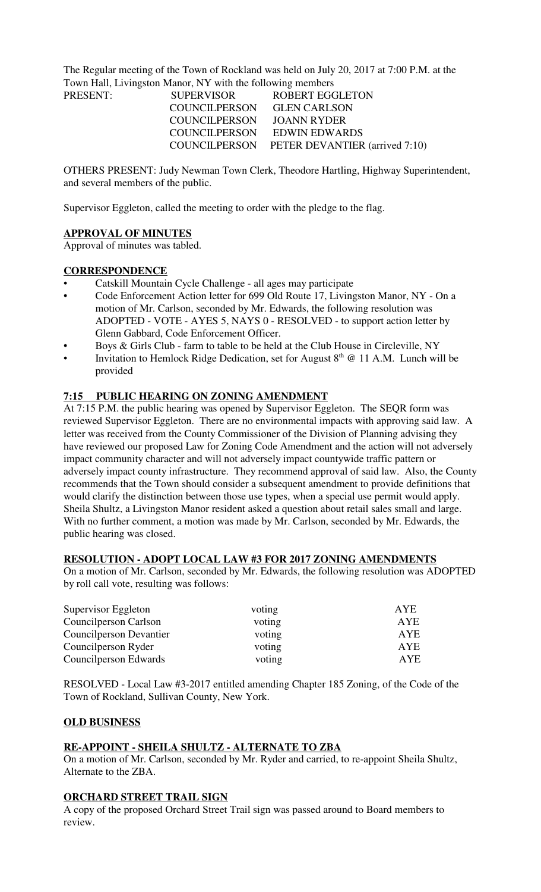The Regular meeting of the Town of Rockland was held on July 20, 2017 at 7:00 P.M. at the Town Hall, Livingston Manor, NY with the following members

| PRESENT: | SUPERVISOR | ROBERT EGGLETON |
|---|---|---|
| | COUNCILPERSON | GLEN CARLSON |
| | COUNCILPERSON | JOANN RYDER |
| | COUNCILPERSON | EDWIN EDWARDS |
| | COUNCILPERSON | PETER DEVANTIER (arrived 7:10) |

OTHERS PRESENT: Judy Newman Town Clerk, Theodore Hartling, Highway Superintendent, and several members of the public.

Supervisor Eggleton, called the meeting to order with the pledge to the flag.

**APPROVAL OF MINUTES**

Approval of minutes was tabled.

**CORRESPONDENCE**

- Catskill Mountain Cycle Challenge - all ages may participate
- Code Enforcement Action letter for 699 Old Route 17, Livingston Manor, NY - On a motion of Mr. Carlson, seconded by Mr. Edwards, the following resolution was ADOPTED - VOTE - AYES 5, NAYS 0 - RESOLVED - to support action letter by Glenn Gabbard, Code Enforcement Officer.
- Boys & Girls Club - farm to table to be held at the Club House in Circleville, NY
- Invitation to Hemlock Ridge Dedication, set for August 8th @ 11 A.M. Lunch will be provided

**7:15 PUBLIC HEARING ON ZONING AMENDMENT**

At 7:15 P.M. the public hearing was opened by Supervisor Eggleton. The SEQR form was reviewed Supervisor Eggleton. There are no environmental impacts with approving said law. A letter was received from the County Commissioner of the Division of Planning advising they have reviewed our proposed Law for Zoning Code Amendment and the action will not adversely impact community character and will not adversely impact countywide traffic pattern or adversely impact county infrastructure. They recommend approval of said law. Also, the County recommends that the Town should consider a subsequent amendment to provide definitions that would clarify the distinction between those use types, when a special use permit would apply. Sheila Shultz, a Livingston Manor resident asked a question about retail sales small and large. With no further comment, a motion was made by Mr. Carlson, seconded by Mr. Edwards, the public hearing was closed.

**RESOLUTION - ADOPT LOCAL LAW #3 FOR 2017 ZONING AMENDMENTS**

On a motion of Mr. Carlson, seconded by Mr. Edwards, the following resolution was ADOPTED by roll call vote, resulting was follows:

| | | |
|---|---|---|
| Supervisor Eggleton | voting | AYE |
| Councilperson Carlson | voting | AYE |
| Councilperson Devantier | voting | AYE |
| Councilperson Ryder | voting | AYE |
| Councilperson Edwards | voting | AYE |

RESOLVED - Local Law #3-2017 entitled amending Chapter 185 Zoning, of the Code of the Town of Rockland, Sullivan County, New York.

**OLD BUSINESS**

**RE-APPOINT - SHEILA SHULTZ - ALTERNATE TO ZBA**

On a motion of Mr. Carlson, seconded by Mr. Ryder and carried, to re-appoint Sheila Shultz, Alternate to the ZBA.

**ORCHARD STREET TRAIL SIGN**

A copy of the proposed Orchard Street Trail sign was passed around to Board members to review.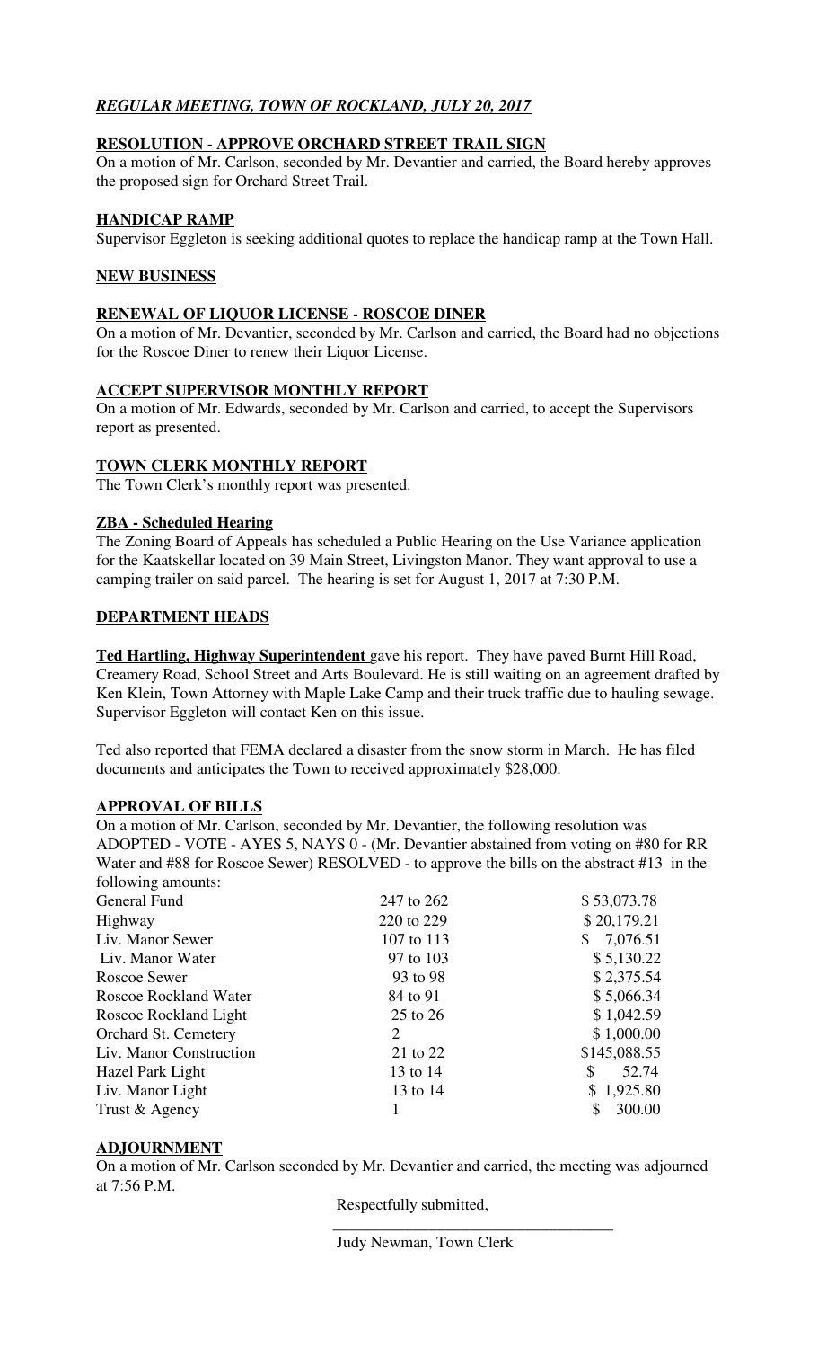## *REGULAR MEETING, TOWN OF ROCKLAND, JULY 20, 2017*

### RESOLUTION - APPROVE ORCHARD STREET TRAIL SIGN

On a motion of Mr. Carlson, seconded by Mr. Devantier and carried, the Board hereby approves the proposed sign for Orchard Street Trail.

### HANDICAP RAMP

Supervisor Eggleton is seeking additional quotes to replace the handicap ramp at the Town Hall.

### NEW BUSINESS

### RENEWAL OF LIQUOR LICENSE - ROSCOE DINER

On a motion of Mr. Devantier, seconded by Mr. Carlson and carried, the Board had no objections for the Roscoe Diner to renew their Liquor License.

### ACCEPT SUPERVISOR MONTHLY REPORT

On a motion of Mr. Edwards, seconded by Mr. Carlson and carried, to accept the Supervisors report as presented.

### TOWN CLERK MONTHLY REPORT

The Town Clerk's monthly report was presented.

### ZBA - Scheduled Hearing

The Zoning Board of Appeals has scheduled a Public Hearing on the Use Variance application for the Kaatskellar located on 39 Main Street, Livingston Manor. They want approval to use a camping trailer on said parcel. The hearing is set for August 1, 2017 at 7:30 P.M.

### DEPARTMENT HEADS

**Ted Hartling, Highway Superintendent** gave his report. They have paved Burnt Hill Road, Creamery Road, School Street and Arts Boulevard. He is still waiting on an agreement drafted by Ken Klein, Town Attorney with Maple Lake Camp and their truck traffic due to hauling sewage. Supervisor Eggleton will contact Ken on this issue.

Ted also reported that FEMA declared a disaster from the snow storm in March. He has filed documents and anticipates the Town to received approximately $28,000.

### APPROVAL OF BILLS

On a motion of Mr. Carlson, seconded by Mr. Devantier, the following resolution was ADOPTED - VOTE - AYES 5, NAYS 0 - (Mr. Devantier abstained from voting on #80 for RR Water and #88 for Roscoe Sewer) RESOLVED - to approve the bills on the abstract #13 in the following amounts:

| | | |
|---|---|---|
| General Fund | 247 to 262 | $ 53,073.78 |
| Highway | 220 to 229 | $ 20,179.21 |
| Liv. Manor Sewer | 107 to 113 | $ 7,076.51 |
| Liv. Manor Water | 97 to 103 | $ 5,130.22 |
| Roscoe Sewer | 93 to 98 | $ 2,375.54 |
| Roscoe Rockland Water | 84 to 91 | $ 5,066.34 |
| Roscoe Rockland Light | 25 to 26 | $ 1,042.59 |
| Orchard St. Cemetery | 2 | $ 1,000.00 |
| Liv. Manor Construction | 21 to 22 | $145,088.55 |
| Hazel Park Light | 13 to 14 | $ 52.74 |
| Liv. Manor Light | 13 to 14 | $ 1,925.80 |
| Trust & Agency | 1 | $ 300.00 |

### ADJOURNMENT

On a motion of Mr. Carlson seconded by Mr. Devantier and carried, the meeting was adjourned at 7:56 P.M.

Respectfully submitted,

\_\_\_\_\_\_\_\_\_\_\_\_\_\_\_\_\_\_\_\_\_\_\_\_\_\_\_\_\_\_\_\_\_\_\_

Judy Newman, Town Clerk